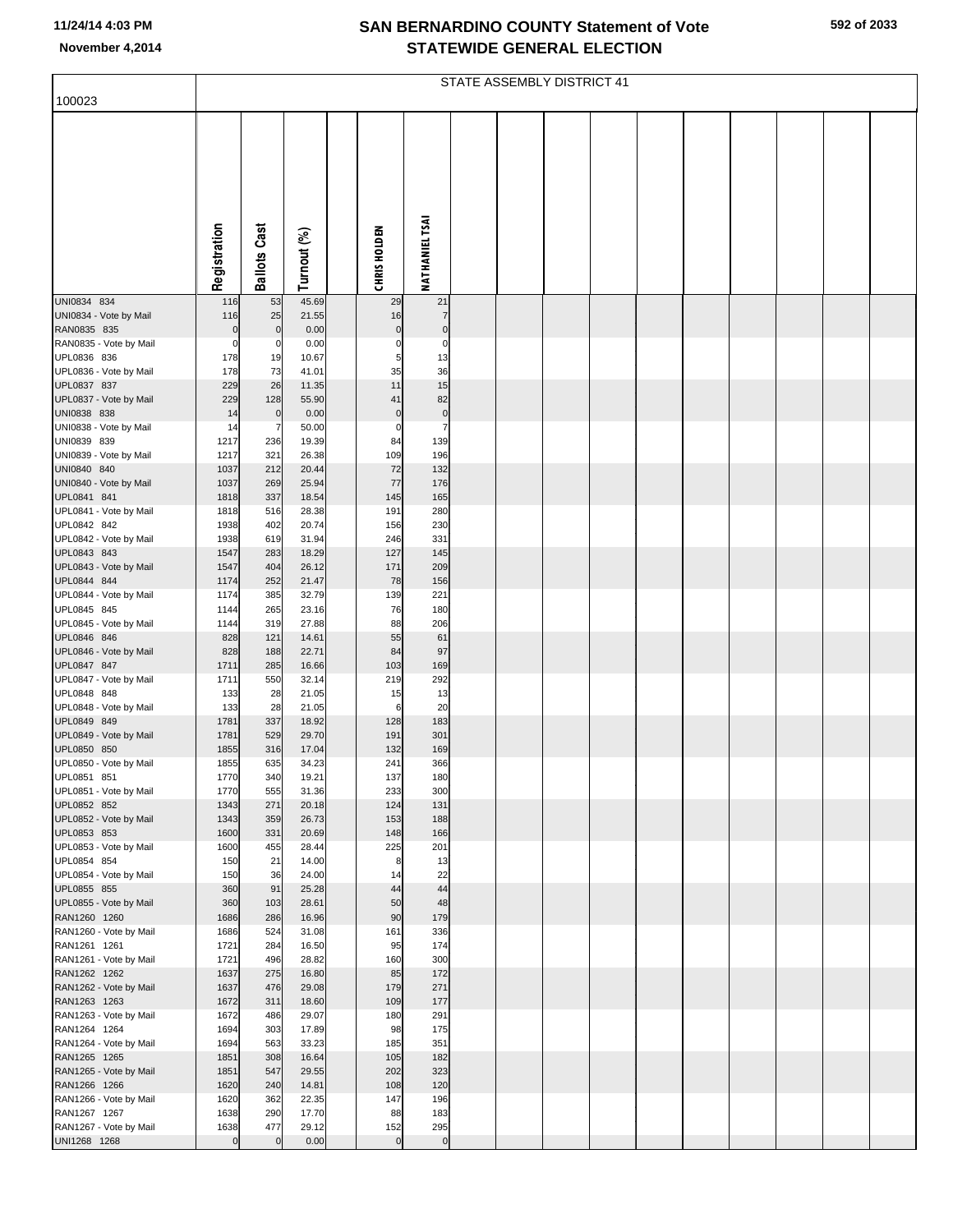# SAN BERNARDINO COUNTY Statement of Vote
## STATEWIDE GENERAL ELECTION

11/24/14 4:03 PM
November 4,2014

100023

| | STATE ASSEMBLY DISTRICT 41 | | | | | |
|---|---|---|---|---|---|---|
| | Registration | Ballots Cast | Turnout (%) | | CHRIS HOLDEN | NATHANIEL TSAI |
| UNI0834 834 | 116 | 53 | 45.69 | | 29 | 21 |
| UNI0834 - Vote by Mail | 116 | 25 | 21.55 | | 16 | 7 |
| RAN0835 835 | 0 | 0 | 0.00 | | 0 | 0 |
| RAN0835 - Vote by Mail | 0 | 0 | 0.00 | | 0 | 0 |
| UPL0836 836 | 178 | 19 | 10.67 | | 5 | 13 |
| UPL0836 - Vote by Mail | 178 | 73 | 41.01 | | 35 | 36 |
| UPL0837 837 | 229 | 26 | 11.35 | | 11 | 15 |
| UPL0837 - Vote by Mail | 229 | 128 | 55.90 | | 41 | 82 |
| UNI0838 838 | 14 | 0 | 0.00 | | 0 | 0 |
| UNI0838 - Vote by Mail | 14 | 7 | 50.00 | | 0 | 7 |
| UNI0839 839 | 1217 | 236 | 19.39 | | 84 | 139 |
| UNI0839 - Vote by Mail | 1217 | 321 | 26.38 | | 109 | 196 |
| UNI0840 840 | 1037 | 212 | 20.44 | | 72 | 132 |
| UNI0840 - Vote by Mail | 1037 | 269 | 25.94 | | 77 | 176 |
| UPL0841 841 | 1818 | 337 | 18.54 | | 145 | 165 |
| UPL0841 - Vote by Mail | 1818 | 516 | 28.38 | | 191 | 280 |
| UPL0842 842 | 1938 | 402 | 20.74 | | 156 | 230 |
| UPL0842 - Vote by Mail | 1938 | 619 | 31.94 | | 246 | 331 |
| UPL0843 843 | 1547 | 283 | 18.29 | | 127 | 145 |
| UPL0843 - Vote by Mail | 1547 | 404 | 26.12 | | 171 | 209 |
| UPL0844 844 | 1174 | 252 | 21.47 | | 78 | 156 |
| UPL0844 - Vote by Mail | 1174 | 385 | 32.79 | | 139 | 221 |
| UPL0845 845 | 1144 | 265 | 23.16 | | 76 | 180 |
| UPL0845 - Vote by Mail | 1144 | 319 | 27.88 | | 88 | 206 |
| UPL0846 846 | 828 | 121 | 14.61 | | 55 | 61 |
| UPL0846 - Vote by Mail | 828 | 188 | 22.71 | | 84 | 97 |
| UPL0847 847 | 1711 | 285 | 16.66 | | 103 | 169 |
| UPL0847 - Vote by Mail | 1711 | 550 | 32.14 | | 219 | 292 |
| UPL0848 848 | 133 | 28 | 21.05 | | 15 | 13 |
| UPL0848 - Vote by Mail | 133 | 28 | 21.05 | | 6 | 20 |
| UPL0849 849 | 1781 | 337 | 18.92 | | 128 | 183 |
| UPL0849 - Vote by Mail | 1781 | 529 | 29.70 | | 191 | 301 |
| UPL0850 850 | 1855 | 316 | 17.04 | | 132 | 169 |
| UPL0850 - Vote by Mail | 1855 | 635 | 34.23 | | 241 | 366 |
| UPL0851 851 | 1770 | 340 | 19.21 | | 137 | 180 |
| UPL0851 - Vote by Mail | 1770 | 555 | 31.36 | | 233 | 300 |
| UPL0852 852 | 1343 | 271 | 20.18 | | 124 | 131 |
| UPL0852 - Vote by Mail | 1343 | 359 | 26.73 | | 153 | 188 |
| UPL0853 853 | 1600 | 331 | 20.69 | | 148 | 166 |
| UPL0853 - Vote by Mail | 1600 | 455 | 28.44 | | 225 | 201 |
| UPL0854 854 | 150 | 21 | 14.00 | | 8 | 13 |
| UPL0854 - Vote by Mail | 150 | 36 | 24.00 | | 14 | 22 |
| UPL0855 855 | 360 | 91 | 25.28 | | 44 | 44 |
| UPL0855 - Vote by Mail | 360 | 103 | 28.61 | | 50 | 48 |
| RAN1260 1260 | 1686 | 286 | 16.96 | | 90 | 179 |
| RAN1260 - Vote by Mail | 1686 | 524 | 31.08 | | 161 | 336 |
| RAN1261 1261 | 1721 | 284 | 16.50 | | 95 | 174 |
| RAN1261 - Vote by Mail | 1721 | 496 | 28.82 | | 160 | 300 |
| RAN1262 1262 | 1637 | 275 | 16.80 | | 85 | 172 |
| RAN1262 - Vote by Mail | 1637 | 476 | 29.08 | | 179 | 271 |
| RAN1263 1263 | 1672 | 311 | 18.60 | | 109 | 177 |
| RAN1263 - Vote by Mail | 1672 | 486 | 29.07 | | 180 | 291 |
| RAN1264 1264 | 1694 | 303 | 17.89 | | 98 | 175 |
| RAN1264 - Vote by Mail | 1694 | 563 | 33.23 | | 185 | 351 |
| RAN1265 1265 | 1851 | 308 | 16.64 | | 105 | 182 |
| RAN1265 - Vote by Mail | 1851 | 547 | 29.55 | | 202 | 323 |
| RAN1266 1266 | 1620 | 240 | 14.81 | | 108 | 120 |
| RAN1266 - Vote by Mail | 1620 | 362 | 22.35 | | 147 | 196 |
| RAN1267 1267 | 1638 | 290 | 17.70 | | 88 | 183 |
| RAN1267 - Vote by Mail | 1638 | 477 | 29.12 | | 152 | 295 |
| UNI1268 1268 | 0 | 0 | 0.00 | | 0 | 0 |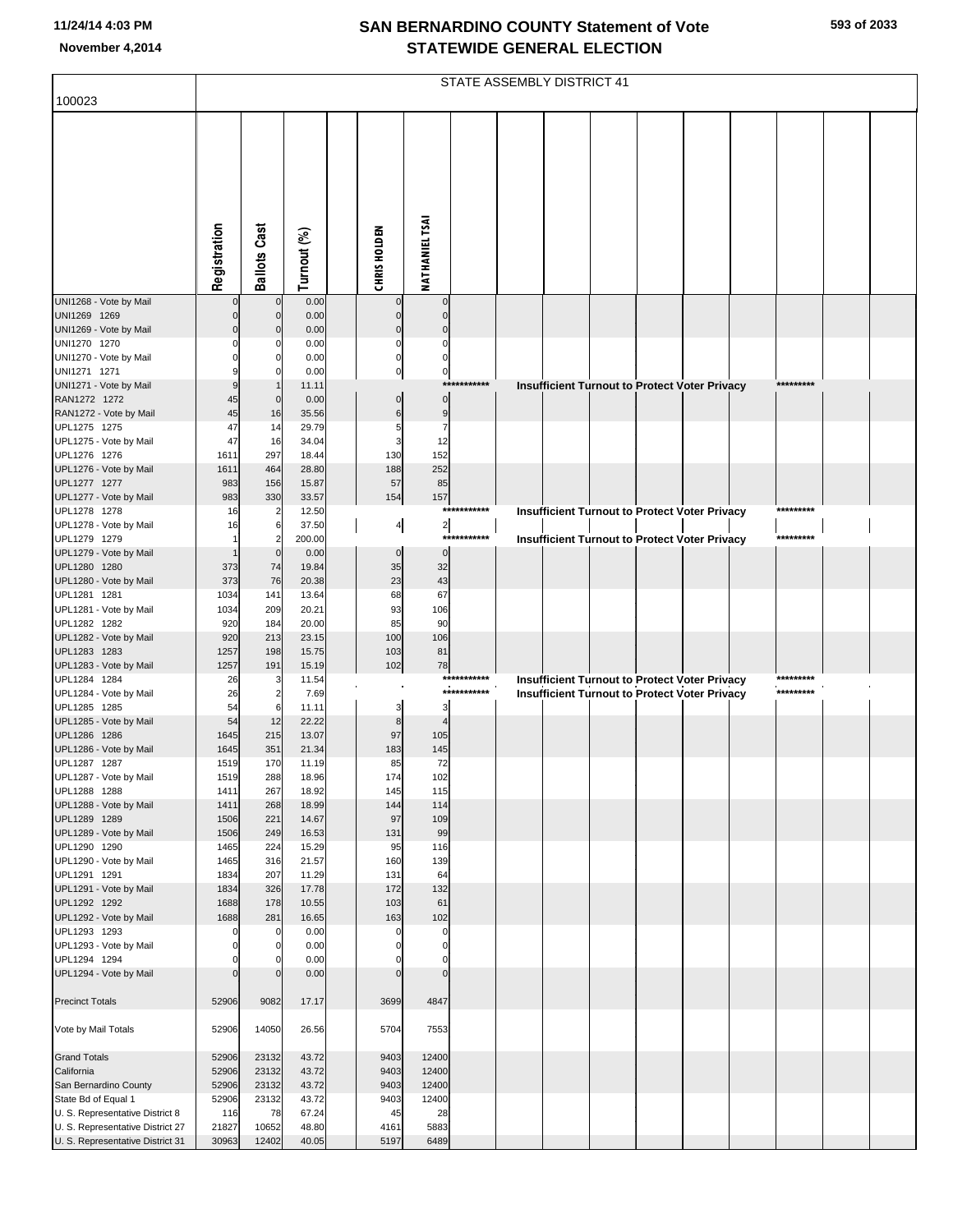# SAN BERNARDINO COUNTY Statement of Vote
## STATEWIDE GENERAL ELECTION

November 4,2014

100023

STATE ASSEMBLY DISTRICT 41

| | Registration | Ballots Cast | Turnout (%) | CHRIS HOLDEN | NATHANIEL TSAI |
|---|---|---|---|---|---|
| UNI1268 - Vote by Mail | 0 | 0 | 0.00 | 0 | 0 |
| UNI1269 1269 | 0 | 0 | 0.00 | 0 | 0 |
| UNI1269 - Vote by Mail | 0 | 0 | 0.00 | 0 | 0 |
| UNI1270 1270 | 0 | 0 | 0.00 | 0 | 0 |
| UNI1270 - Vote by Mail | 0 | 0 | 0.00 | 0 | 0 |
| UNI1271 1271 | 9 | 0 | 0.00 | 0 | 0 |
| UNI1271 - Vote by Mail | 9 | 1 | 11.11 | *********** Insufficient Turnout to Protect Voter Privacy ********* | |
| RAN1272 1272 | 45 | 0 | 0.00 | 0 | 0 |
| RAN1272 - Vote by Mail | 45 | 16 | 35.56 | 6 | 9 |
| UPL1275 1275 | 47 | 14 | 29.79 | 5 | 7 |
| UPL1275 - Vote by Mail | 47 | 16 | 34.04 | 3 | 12 |
| UPL1276 1276 | 1611 | 297 | 18.44 | 130 | 152 |
| UPL1276 - Vote by Mail | 1611 | 464 | 28.80 | 188 | 252 |
| UPL1277 1277 | 983 | 156 | 15.87 | 57 | 85 |
| UPL1277 - Vote by Mail | 983 | 330 | 33.57 | 154 | 157 |
| UPL1278 1278 | 16 | 2 | 12.50 | *********** Insufficient Turnout to Protect Voter Privacy ********* | |
| UPL1278 - Vote by Mail | 16 | 6 | 37.50 | 4 | 2 |
| UPL1279 1279 | 1 | 2 | 200.00 | *********** Insufficient Turnout to Protect Voter Privacy ********* | |
| UPL1279 - Vote by Mail | 1 | 0 | 0.00 | 0 | 0 |
| UPL1280 1280 | 373 | 74 | 19.84 | 35 | 32 |
| UPL1280 - Vote by Mail | 373 | 76 | 20.38 | 23 | 43 |
| UPL1281 1281 | 1034 | 141 | 13.64 | 68 | 67 |
| UPL1281 - Vote by Mail | 1034 | 209 | 20.21 | 93 | 106 |
| UPL1282 1282 | 920 | 184 | 20.00 | 85 | 90 |
| UPL1282 - Vote by Mail | 920 | 213 | 23.15 | 100 | 106 |
| UPL1283 1283 | 1257 | 198 | 15.75 | 103 | 81 |
| UPL1283 - Vote by Mail | 1257 | 191 | 15.19 | 102 | 78 |
| UPL1284 1284 | 26 | 3 | 11.54 | *********** Insufficient Turnout to Protect Voter Privacy ********* | |
| UPL1284 - Vote by Mail | 26 | 2 | 7.69 | *********** Insufficient Turnout to Protect Voter Privacy ********* | |
| UPL1285 1285 | 54 | 6 | 11.11 | 3 | 3 |
| UPL1285 - Vote by Mail | 54 | 12 | 22.22 | 8 | 4 |
| UPL1286 1286 | 1645 | 215 | 13.07 | 97 | 105 |
| UPL1286 - Vote by Mail | 1645 | 351 | 21.34 | 183 | 145 |
| UPL1287 1287 | 1519 | 170 | 11.19 | 85 | 72 |
| UPL1287 - Vote by Mail | 1519 | 288 | 18.96 | 174 | 102 |
| UPL1288 1288 | 1411 | 267 | 18.92 | 145 | 115 |
| UPL1288 - Vote by Mail | 1411 | 268 | 18.99 | 144 | 114 |
| UPL1289 1289 | 1506 | 221 | 14.67 | 97 | 109 |
| UPL1289 - Vote by Mail | 1506 | 249 | 16.53 | 131 | 99 |
| UPL1290 1290 | 1465 | 224 | 15.29 | 95 | 116 |
| UPL1290 - Vote by Mail | 1465 | 316 | 21.57 | 160 | 139 |
| UPL1291 1291 | 1834 | 207 | 11.29 | 131 | 64 |
| UPL1291 - Vote by Mail | 1834 | 326 | 17.78 | 172 | 132 |
| UPL1292 1292 | 1688 | 178 | 10.55 | 103 | 61 |
| UPL1292 - Vote by Mail | 1688 | 281 | 16.65 | 163 | 102 |
| UPL1293 1293 | 0 | 0 | 0.00 | 0 | 0 |
| UPL1293 - Vote by Mail | 0 | 0 | 0.00 | 0 | 0 |
| UPL1294 1294 | 0 | 0 | 0.00 | 0 | 0 |
| UPL1294 - Vote by Mail | 0 | 0 | 0.00 | 0 | 0 |
| Precinct Totals | 52906 | 9082 | 17.17 | 3699 | 4847 |
| Vote by Mail Totals | 52906 | 14050 | 26.56 | 5704 | 7553 |
| Grand Totals | 52906 | 23132 | 43.72 | 9403 | 12400 |
| California | 52906 | 23132 | 43.72 | 9403 | 12400 |
| San Bernardino County | 52906 | 23132 | 43.72 | 9403 | 12400 |
| State Bd of Equal 1 | 52906 | 23132 | 43.72 | 9403 | 12400 |
| U. S. Representative District 8 | 116 | 78 | 67.24 | 45 | 28 |
| U. S. Representative District 27 | 21827 | 10652 | 48.80 | 4161 | 5883 |
| U. S. Representative District 31 | 30963 | 12402 | 40.05 | 5197 | 6489 |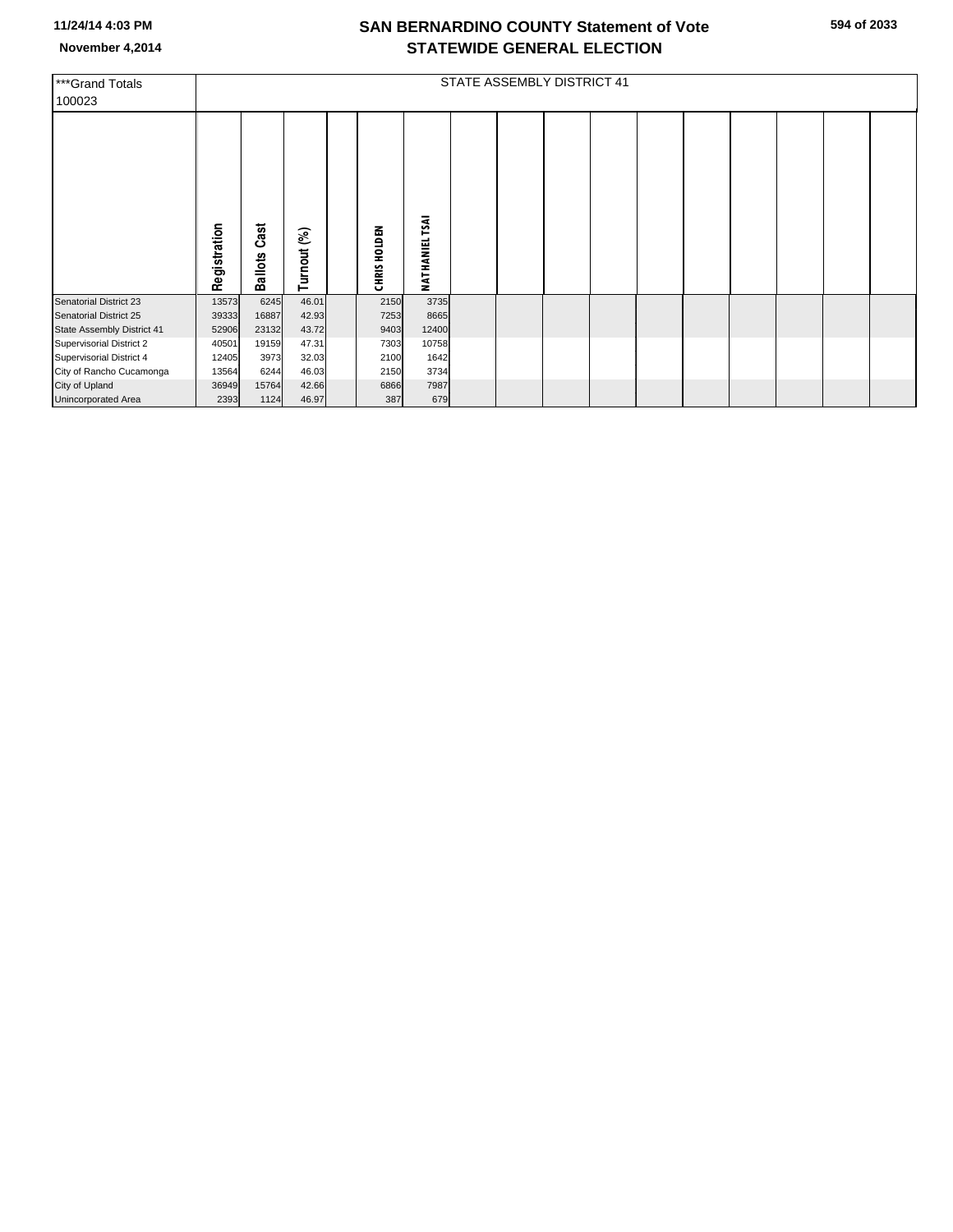# SAN BERNARDINO COUNTY Statement of Vote
## STATEWIDE GENERAL ELECTION

November 4,2014

| ***Grand Totals 100023 | STATE ASSEMBLY DISTRICT 41 | | | | | |
|---|---|---|---|---|---|---|
| | Registration | Ballots Cast | Turnout (%) | | CHRIS HOLDEN | NATHANIEL TSAI |
| Senatorial District 23 | 13573 | 6245 | 46.01 | | 2150 | 3735 |
| Senatorial District 25 | 39333 | 16887 | 42.93 | | 7253 | 8665 |
| State Assembly District 41 | 52906 | 23132 | 43.72 | | 9403 | 12400 |
| Supervisorial District 2 | 40501 | 19159 | 47.31 | | 7303 | 10758 |
| Supervisorial District 4 | 12405 | 3973 | 32.03 | | 2100 | 1642 |
| City of Rancho Cucamonga | 13564 | 6244 | 46.03 | | 2150 | 3734 |
| City of Upland | 36949 | 15764 | 42.66 | | 6866 | 7987 |
| Unincorporated Area | 2393 | 1124 | 46.97 | | 387 | 679 |